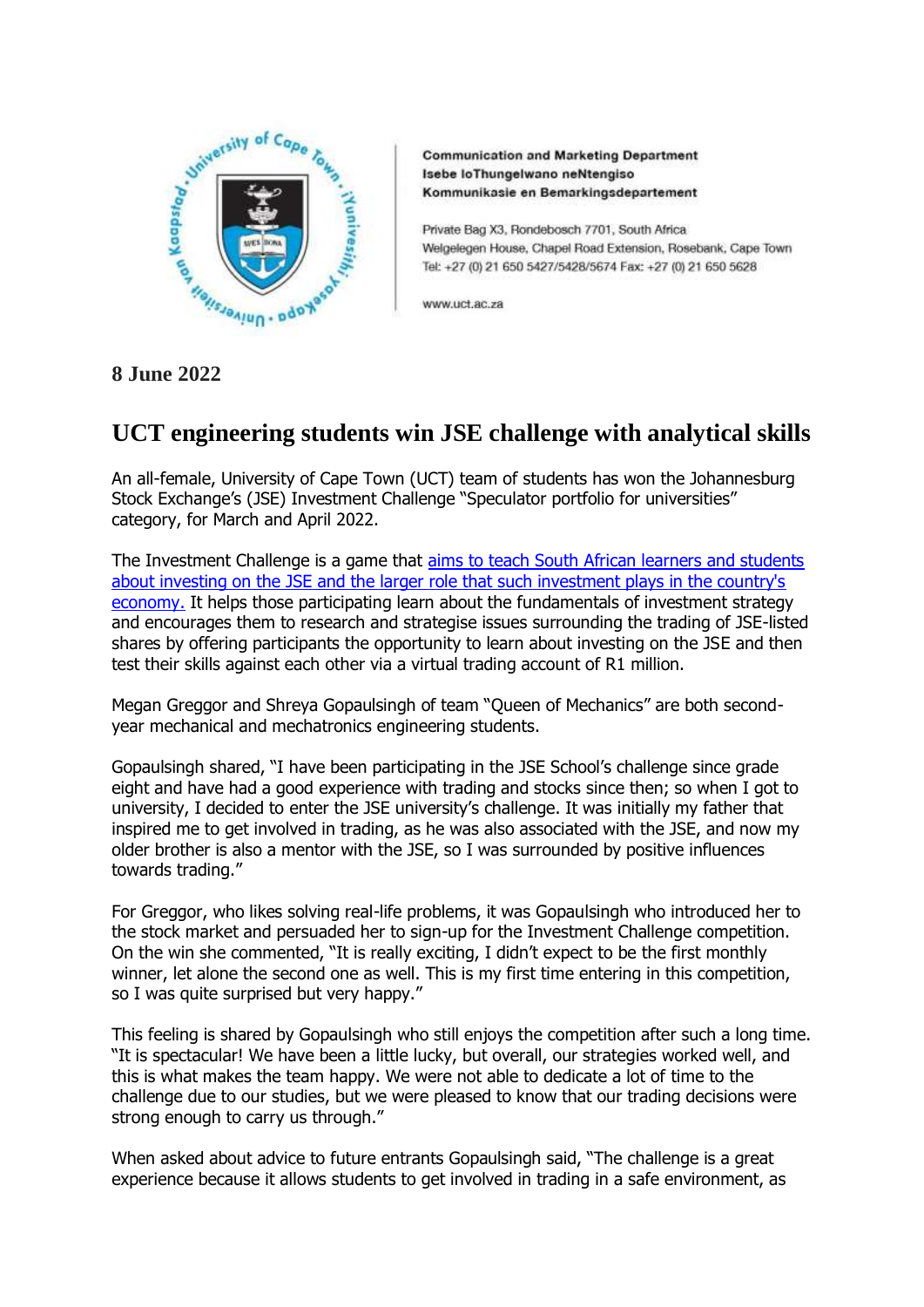Communication and Marketing Department
Isebe loThungelwano neNtengiso
Kommunikasie en Bemarkingsdepartement

Private Bag X3, Rondebosch 7701, South Africa
Welgelegen House, Chapel Road Extension, Rosebank, Cape Town
Tel: +27 (0) 21 650 5427/5428/5674 Fax: +27 (0) 21 650 5628

www.uct.ac.za

**8 June 2022**

# UCT engineering students win JSE challenge with analytical skills

An all-female, University of Cape Town (UCT) team of students has won the Johannesburg Stock Exchange's (JSE) Investment Challenge "Speculator portfolio for universities" category, for March and April 2022.

The Investment Challenge is a game that aims to teach South African learners and students about investing on the JSE and the larger role that such investment plays in the country's economy. It helps those participating learn about the fundamentals of investment strategy and encourages them to research and strategise issues surrounding the trading of JSE-listed shares by offering participants the opportunity to learn about investing on the JSE and then test their skills against each other via a virtual trading account of R1 million.

Megan Greggor and Shreya Gopaulsingh of team "Queen of Mechanics" are both second-year mechanical and mechatronics engineering students.

Gopaulsingh shared, "I have been participating in the JSE School's challenge since grade eight and have had a good experience with trading and stocks since then; so when I got to university, I decided to enter the JSE university's challenge. It was initially my father that inspired me to get involved in trading, as he was also associated with the JSE, and now my older brother is also a mentor with the JSE, so I was surrounded by positive influences towards trading."

For Greggor, who likes solving real-life problems, it was Gopaulsingh who introduced her to the stock market and persuaded her to sign-up for the Investment Challenge competition. On the win she commented, "It is really exciting, I didn't expect to be the first monthly winner, let alone the second one as well. This is my first time entering in this competition, so I was quite surprised but very happy."

This feeling is shared by Gopaulsingh who still enjoys the competition after such a long time. "It is spectacular! We have been a little lucky, but overall, our strategies worked well, and this is what makes the team happy. We were not able to dedicate a lot of time to the challenge due to our studies, but we were pleased to know that our trading decisions were strong enough to carry us through."

When asked about advice to future entrants Gopaulsingh said, "The challenge is a great experience because it allows students to get involved in trading in a safe environment, as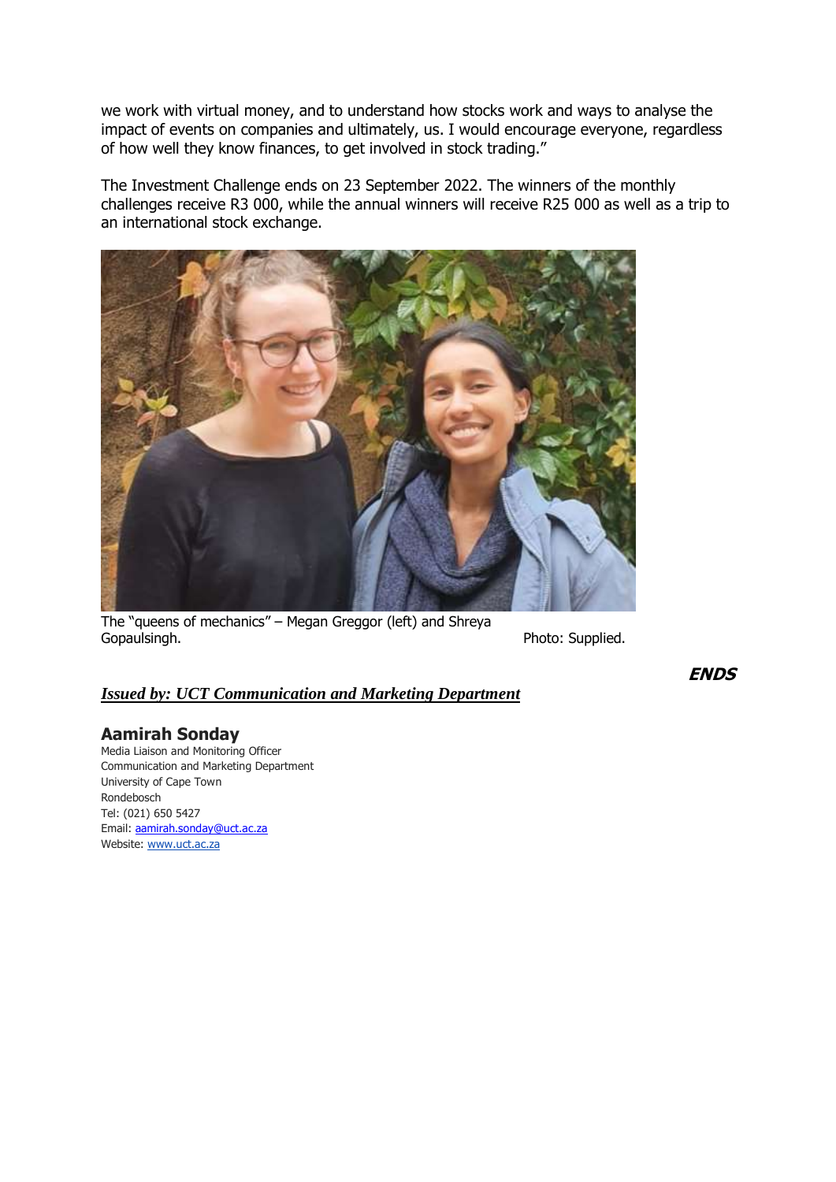we work with virtual money, and to understand how stocks work and ways to analyse the impact of events on companies and ultimately, us. I would encourage everyone, regardless of how well they know finances, to get involved in stock trading."

The Investment Challenge ends on 23 September 2022. The winners of the monthly challenges receive R3 000, while the annual winners will receive R25 000 as well as a trip to an international stock exchange.

The "queens of mechanics" – Megan Greggor (left) and Shreya Gopaulsingh. Photo: Supplied.

***ENDS***

***Issued by: UCT Communication and Marketing Department***

**Aamirah Sonday**
Media Liaison and Monitoring Officer
Communication and Marketing Department
University of Cape Town
Rondebosch
Tel: (021) 650 5427
Email: aamirah.sonday@uct.ac.za
Website: www.uct.ac.za